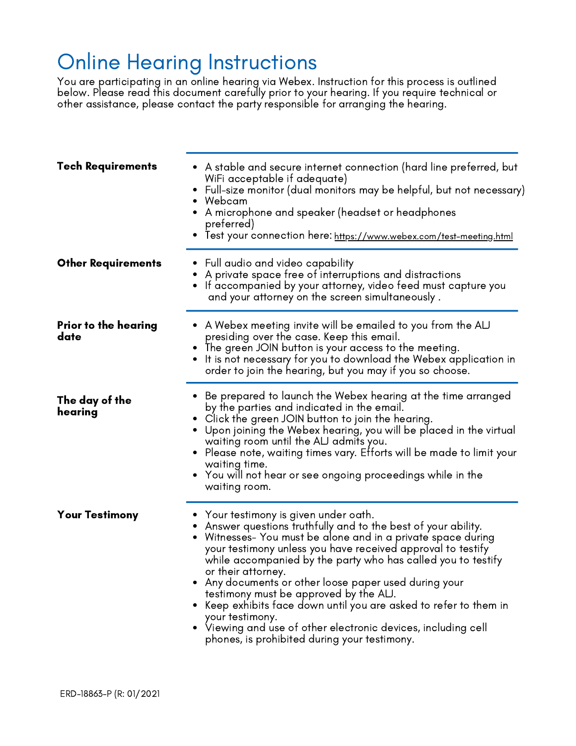# Online Hearing Instructions

You are participating in an online hearing via Webex. Instruction for this process is outlined below. Please read this document carefully prior to your hearing. If you require technical or other assistance, please contact the party responsible for arranging the hearing.

### Tech Requirements

- A stable and secure internet connection (hard line preferred, but WiFi acceptable if adequate)
- Full-size monitor (dual monitors may be helpful, but not necessary)
- Webcam
- A microphone and speaker (headset or headphones preferred)
- Test your connection here: https://www.webex.com/test-meeting.html

### Other Requirements

- Full audio and video capability
- A private space free of interruptions and distractions
- If accompanied by your attorney, video feed must capture you and your attorney on the screen simultaneously .

### Prior to the hearing date

- A Webex meeting invite will be emailed to you from the ALJ presiding over the case. Keep this email.
- The green JOIN button is your access to the meeting.
- It is not necessary for you to download the Webex application in order to join the hearing, but you may if you so choose.

### The day of the hearing

- Be prepared to launch the Webex hearing at the time arranged by the parties and indicated in the email.
- Click the green JOIN button to join the hearing.
- Upon joining the Webex hearing, you will be placed in the virtual waiting room until the ALJ admits you.
- Please note, waiting times vary. Efforts will be made to limit your waiting time.
- You will not hear or see ongoing proceedings while in the waiting room.

### Your Testimony

- Your testimony is given under oath.
- Answer questions truthfully and to the best of your ability.
- Witnesses- You must be alone and in a private space during your testimony unless you have received approval to testify while accompanied by the party who has called you to testify or their attorney.
- Any documents or other loose paper used during your testimony must be approved by the ALJ.
- Keep exhibits face down until you are asked to refer to them in your testimony.
- Viewing and use of other electronic devices, including cell phones, is prohibited during your testimony.

ERD-18863-P (R: 01/2021)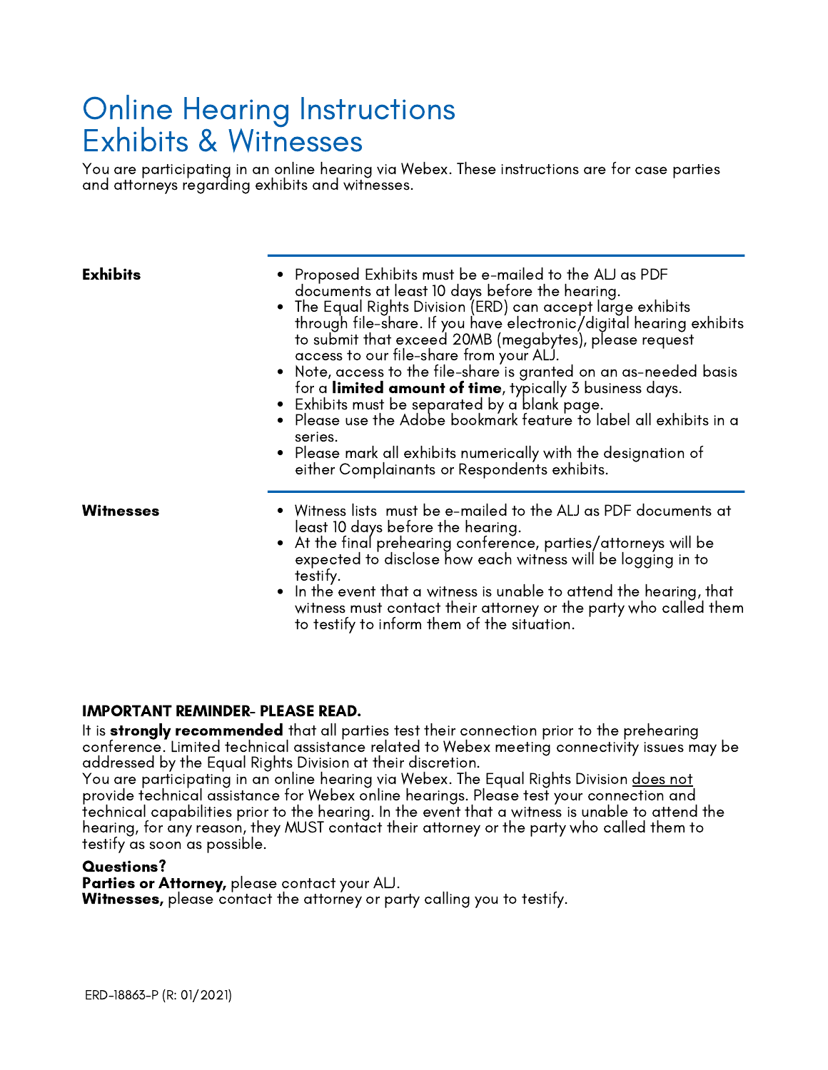# Online Hearing Instructions Exhibits & Witnesses

You are participating in an online hearing via Webex. These instructions are for case parties and attorneys regarding exhibits and witnesses.

**Exhibits**

- Proposed Exhibits must be e-mailed to the ALJ as PDF documents at least 10 days before the hearing.
- The Equal Rights Division (ERD) can accept large exhibits through file-share. If you have electronic/digital hearing exhibits to submit that exceed 20MB (megabytes), please request access to our file-share from your ALJ.
- Note, access to the file-share is granted on an as-needed basis for a **limited amount of time**, typically 3 business days.
- Exhibits must be separated by a blank page.
- Please use the Adobe bookmark feature to label all exhibits in a series.
- Please mark all exhibits numerically with the designation of either Complainants or Respondents exhibits.

**Witnesses**

- Witness lists must be e-mailed to the ALJ as PDF documents at least 10 days before the hearing.
- At the final prehearing conference, parties/attorneys will be expected to disclose how each witness will be logging in to testify.
- In the event that a witness is unable to attend the hearing, that witness must contact their attorney or the party who called them to testify to inform them of the situation.

**IMPORTANT REMINDER- PLEASE READ.**

It is **strongly recommended** that all parties test their connection prior to the prehearing conference. Limited technical assistance related to Webex meeting connectivity issues may be addressed by the Equal Rights Division at their discretion.
You are participating in an online hearing via Webex. The Equal Rights Division does not provide technical assistance for Webex online hearings. Please test your connection and technical capabilities prior to the hearing. In the event that a witness is unable to attend the hearing, for any reason, they MUST contact their attorney or the party who called them to testify as soon as possible.

**Questions?**
**Parties or Attorney,** please contact your ALJ.
**Witnesses,** please contact the attorney or party calling you to testify.

ERD-18863-P (R: 01/2021)